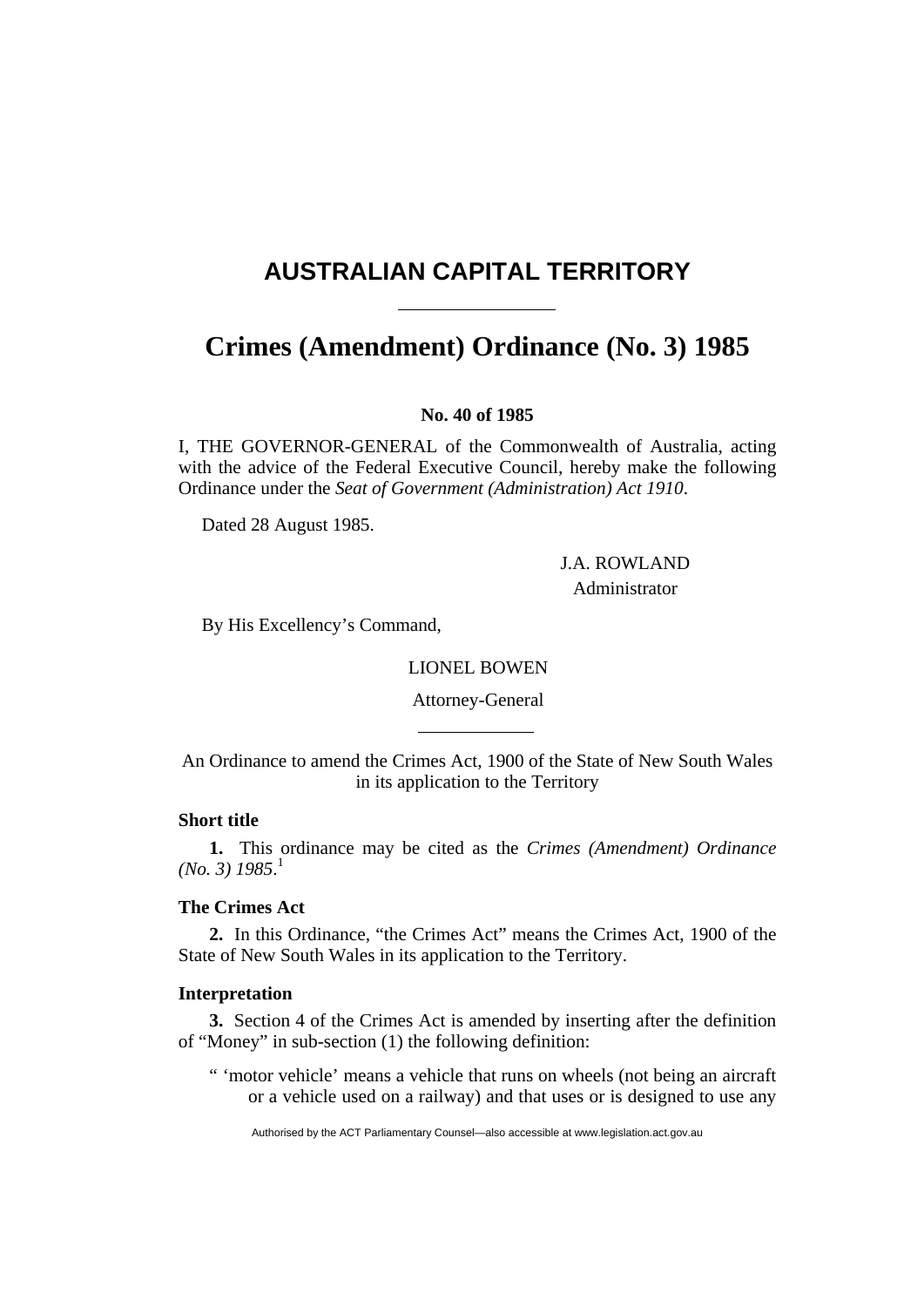# AUSTRALIAN CAPITAL TERRITORY

# Crimes (Amendment) Ordinance (No. 3) 1985

**No. 40 of 1985**

I, THE GOVERNOR-GENERAL of the Commonwealth of Australia, acting with the advice of the Federal Executive Council, hereby make the following Ordinance under the *Seat of Government (Administration) Act 1910*.

Dated 28 August 1985.

J.A. ROWLAND
Administrator

By His Excellency's Command,

LIONEL BOWEN
Attorney-General

An Ordinance to amend the Crimes Act, 1900 of the State of New South Wales in its application to the Territory

### Short title

**1.** This ordinance may be cited as the *Crimes (Amendment) Ordinance (No. 3) 1985*.[1]

### The Crimes Act

**2.** In this Ordinance, "the Crimes Act" means the Crimes Act, 1900 of the State of New South Wales in its application to the Territory.

### Interpretation

**3.** Section 4 of the Crimes Act is amended by inserting after the definition of "Money" in sub-section (1) the following definition:

" 'motor vehicle' means a vehicle that runs on wheels (not being an aircraft or a vehicle used on a railway) and that uses or is designed to use any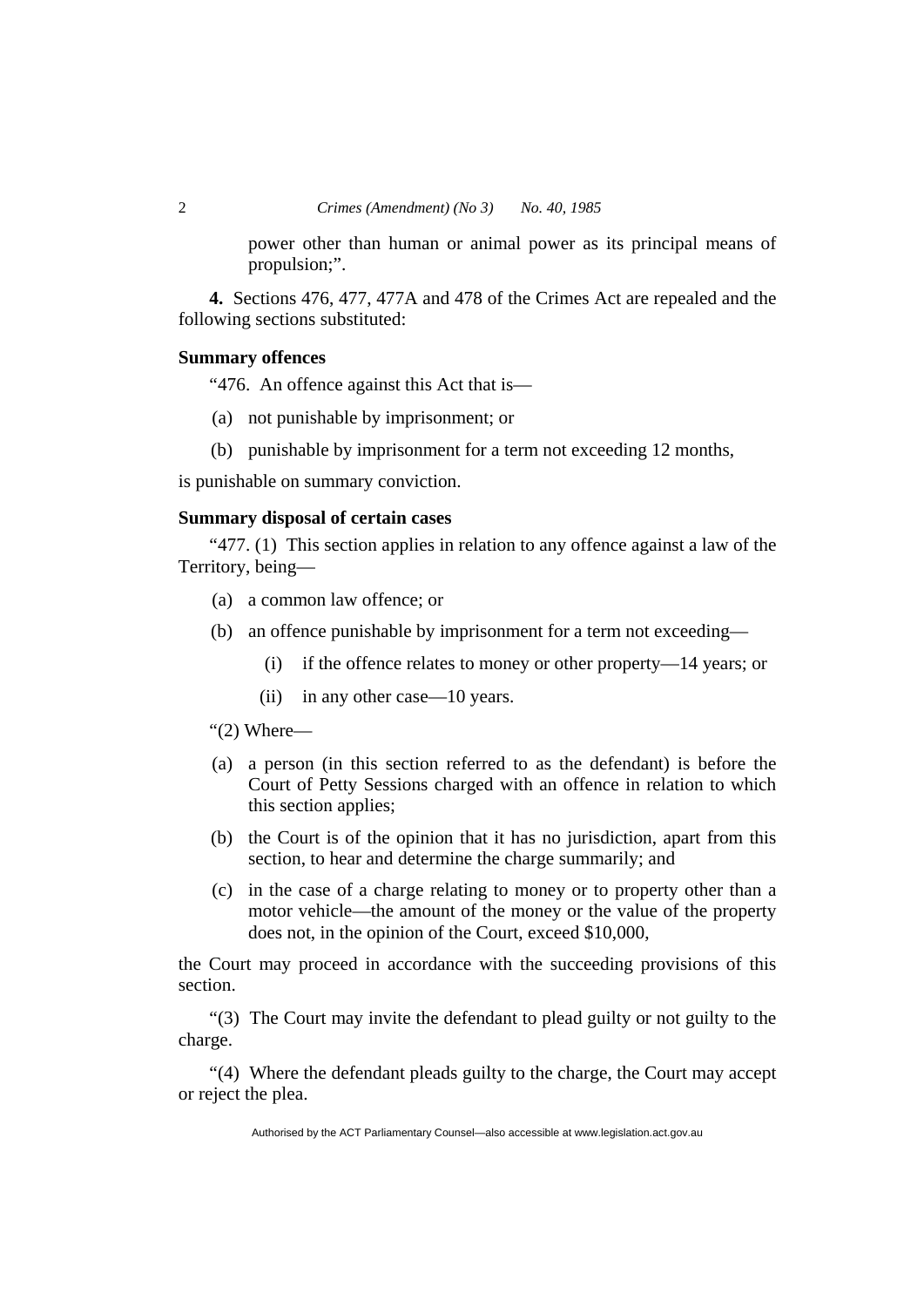power other than human or animal power as its principal means of propulsion;”.

**4.** Sections 476, 477, 477A and 478 of the Crimes Act are repealed and the following sections substituted:

**Summary offences**

“476. An offence against this Act that is—

(a) not punishable by imprisonment; or

(b) punishable by imprisonment for a term not exceeding 12 months,

is punishable on summary conviction.

**Summary disposal of certain cases**

“477. (1) This section applies in relation to any offence against a law of the Territory, being—

(a) a common law offence; or

(b) an offence punishable by imprisonment for a term not exceeding—

(i) if the offence relates to money or other property—14 years; or

(ii) in any other case—10 years.

“(2) Where—

(a) a person (in this section referred to as the defendant) is before the Court of Petty Sessions charged with an offence in relation to which this section applies;

(b) the Court is of the opinion that it has no jurisdiction, apart from this section, to hear and determine the charge summarily; and

(c) in the case of a charge relating to money or to property other than a motor vehicle—the amount of the money or the value of the property does not, in the opinion of the Court, exceed $10,000,

the Court may proceed in accordance with the succeeding provisions of this section.

“(3) The Court may invite the defendant to plead guilty or not guilty to the charge.

“(4) Where the defendant pleads guilty to the charge, the Court may accept or reject the plea.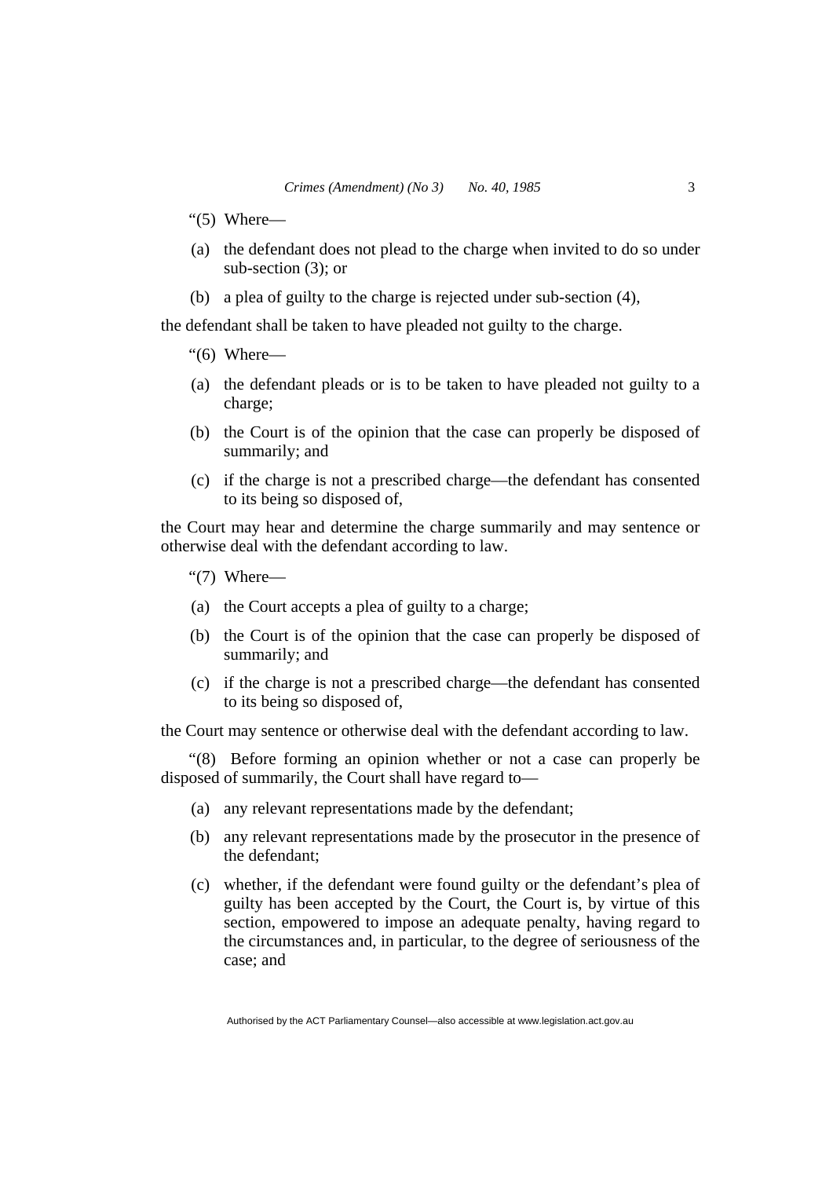"(5) Where—

(a) the defendant does not plead to the charge when invited to do so under sub-section (3); or

(b) a plea of guilty to the charge is rejected under sub-section (4),

the defendant shall be taken to have pleaded not guilty to the charge.

"(6) Where—

(a) the defendant pleads or is to be taken to have pleaded not guilty to a charge;

(b) the Court is of the opinion that the case can properly be disposed of summarily; and

(c) if the charge is not a prescribed charge—the defendant has consented to its being so disposed of,

the Court may hear and determine the charge summarily and may sentence or otherwise deal with the defendant according to law.

"(7) Where—

(a) the Court accepts a plea of guilty to a charge;

(b) the Court is of the opinion that the case can properly be disposed of summarily; and

(c) if the charge is not a prescribed charge—the defendant has consented to its being so disposed of,

the Court may sentence or otherwise deal with the defendant according to law.

"(8) Before forming an opinion whether or not a case can properly be disposed of summarily, the Court shall have regard to—

(a) any relevant representations made by the defendant;

(b) any relevant representations made by the prosecutor in the presence of the defendant;

(c) whether, if the defendant were found guilty or the defendant's plea of guilty has been accepted by the Court, the Court is, by virtue of this section, empowered to impose an adequate penalty, having regard to the circumstances and, in particular, to the degree of seriousness of the case; and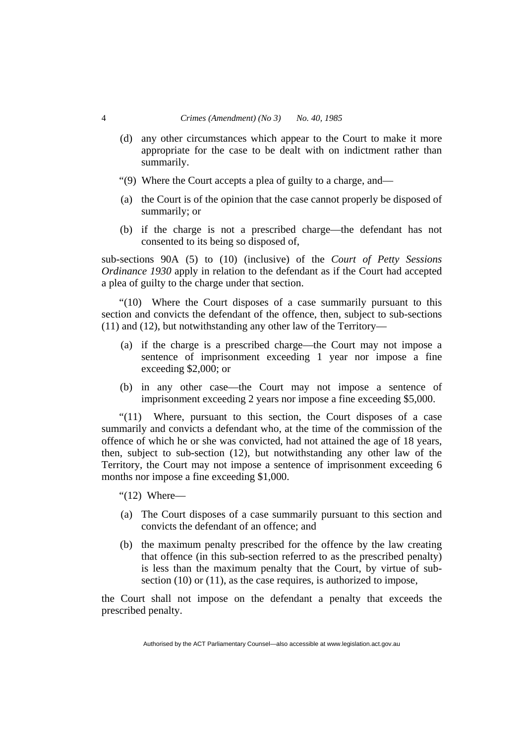(d) any other circumstances which appear to the Court to make it more appropriate for the case to be dealt with on indictment rather than summarily.

"(9) Where the Court accepts a plea of guilty to a charge, and—

(a) the Court is of the opinion that the case cannot properly be disposed of summarily; or

(b) if the charge is not a prescribed charge—the defendant has not consented to its being so disposed of,

sub-sections 90A (5) to (10) (inclusive) of the *Court of Petty Sessions Ordinance 1930* apply in relation to the defendant as if the Court had accepted a plea of guilty to the charge under that section.

"(10) Where the Court disposes of a case summarily pursuant to this section and convicts the defendant of the offence, then, subject to sub-sections (11) and (12), but notwithstanding any other law of the Territory—

(a) if the charge is a prescribed charge—the Court may not impose a sentence of imprisonment exceeding 1 year nor impose a fine exceeding $2,000; or

(b) in any other case—the Court may not impose a sentence of imprisonment exceeding 2 years nor impose a fine exceeding $5,000.

"(11) Where, pursuant to this section, the Court disposes of a case summarily and convicts a defendant who, at the time of the commission of the offence of which he or she was convicted, had not attained the age of 18 years, then, subject to sub-section (12), but notwithstanding any other law of the Territory, the Court may not impose a sentence of imprisonment exceeding 6 months nor impose a fine exceeding $1,000.

"(12) Where—

(a) The Court disposes of a case summarily pursuant to this section and convicts the defendant of an offence; and

(b) the maximum penalty prescribed for the offence by the law creating that offence (in this sub-section referred to as the prescribed penalty) is less than the maximum penalty that the Court, by virtue of sub-section (10) or (11), as the case requires, is authorized to impose,

the Court shall not impose on the defendant a penalty that exceeds the prescribed penalty.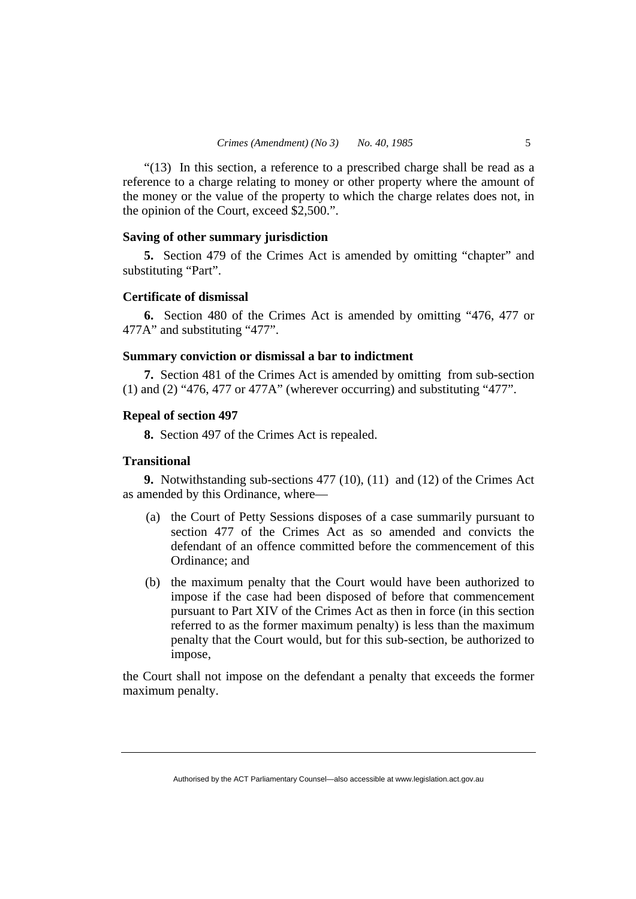"(13) In this section, a reference to a prescribed charge shall be read as a reference to a charge relating to money or other property where the amount of the money or the value of the property to which the charge relates does not, in the opinion of the Court, exceed $2,500.".

**Saving of other summary jurisdiction**

**5.** Section 479 of the Crimes Act is amended by omitting "chapter" and substituting "Part".

**Certificate of dismissal**

**6.** Section 480 of the Crimes Act is amended by omitting "476, 477 or 477A" and substituting "477".

**Summary conviction or dismissal a bar to indictment**

**7.** Section 481 of the Crimes Act is amended by omitting from sub-section (1) and (2) "476, 477 or 477A" (wherever occurring) and substituting "477".

**Repeal of section 497**

**8.** Section 497 of the Crimes Act is repealed.

**Transitional**

**9.** Notwithstanding sub-sections 477 (10), (11) and (12) of the Crimes Act as amended by this Ordinance, where—

(a) the Court of Petty Sessions disposes of a case summarily pursuant to section 477 of the Crimes Act as so amended and convicts the defendant of an offence committed before the commencement of this Ordinance; and

(b) the maximum penalty that the Court would have been authorized to impose if the case had been disposed of before that commencement pursuant to Part XIV of the Crimes Act as then in force (in this section referred to as the former maximum penalty) is less than the maximum penalty that the Court would, but for this sub-section, be authorized to impose,

the Court shall not impose on the defendant a penalty that exceeds the former maximum penalty.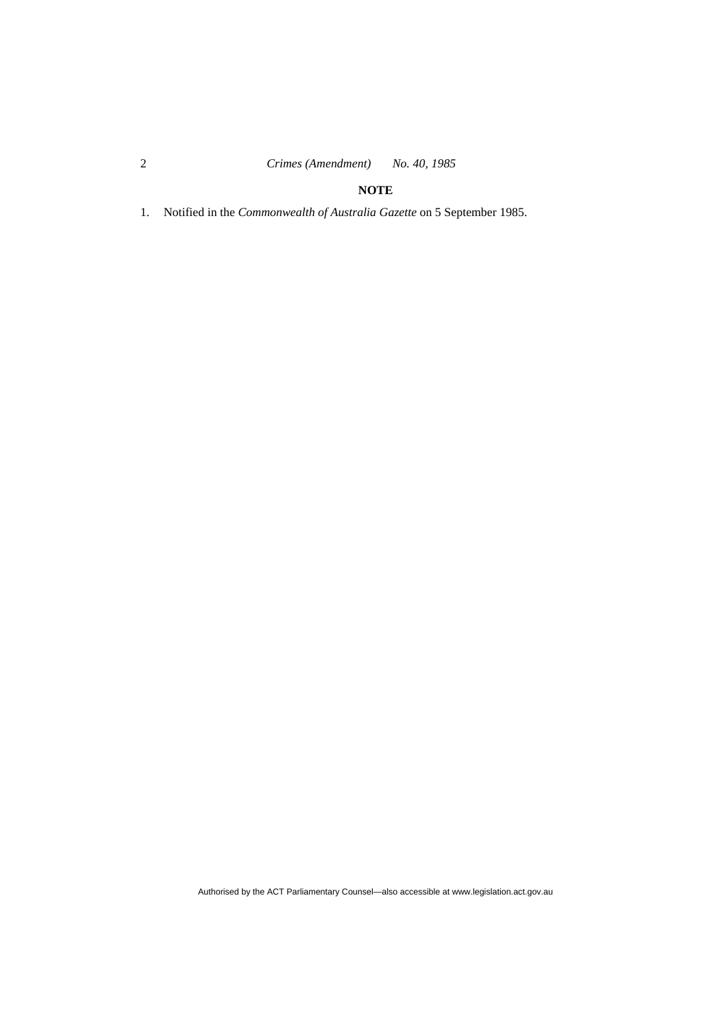**NOTE**

1. Notified in the *Commonwealth of Australia Gazette* on 5 September 1985.